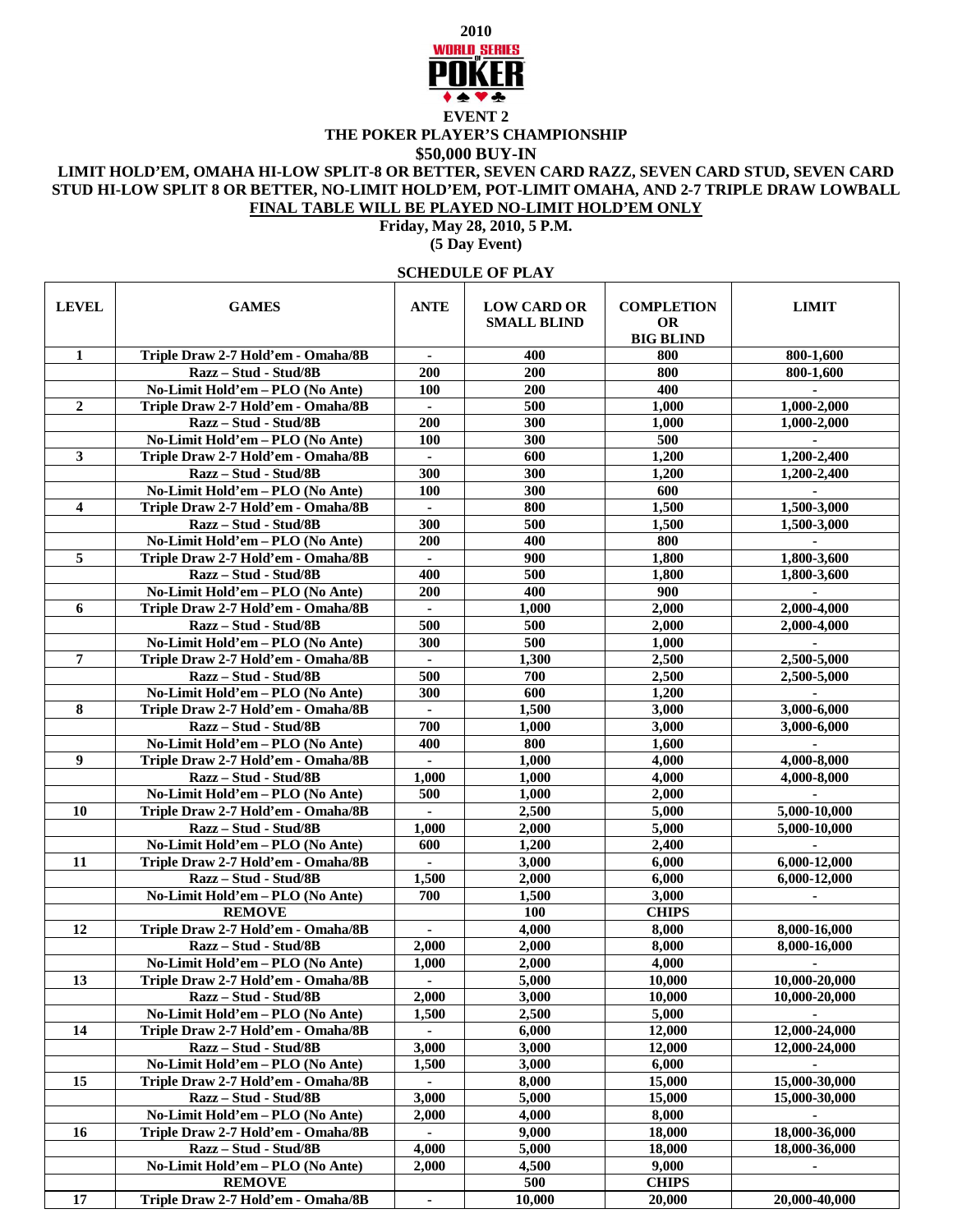**2010**

**WORLD SERIES OF POKER**

# EVENT 2

## THE POKER PLAYER'S CHAMPIONSHIP

## $50,000 BUY-IN

**LIMIT HOLD'EM, OMAHA HI-LOW SPLIT-8 OR BETTER, SEVEN CARD RAZZ, SEVEN CARD STUD, SEVEN CARD STUD HI-LOW SPLIT 8 OR BETTER, NO-LIMIT HOLD'EM, POT-LIMIT OMAHA, AND 2-7 TRIPLE DRAW LOWBALL**

**FINAL TABLE WILL BE PLAYED NO-LIMIT HOLD'EM ONLY**

**Friday, May 28, 2010, 5 P.M.**

**(5 Day Event)**

### SCHEDULE OF PLAY

| LEVEL | GAMES | ANTE | LOW CARD OR SMALL BLIND | COMPLETION OR BIG BLIND | LIMIT |
|---|---|---|---|---|---|
| 1 | Triple Draw 2-7 Hold'em - Omaha/8B | - | 400 | 800 | 800-1,600 |
| | Razz – Stud - Stud/8B | 200 | 200 | 800 | 800-1,600 |
| | No-Limit Hold'em – PLO (No Ante) | 100 | 200 | 400 | - |
| 2 | Triple Draw 2-7 Hold'em - Omaha/8B | - | 500 | 1,000 | 1,000-2,000 |
| | Razz – Stud - Stud/8B | 200 | 300 | 1,000 | 1,000-2,000 |
| | No-Limit Hold'em – PLO (No Ante) | 100 | 300 | 500 | - |
| 3 | Triple Draw 2-7 Hold'em - Omaha/8B | - | 600 | 1,200 | 1,200-2,400 |
| | Razz – Stud - Stud/8B | 300 | 300 | 1,200 | 1,200-2,400 |
| | No-Limit Hold'em – PLO (No Ante) | 100 | 300 | 600 | - |
| 4 | Triple Draw 2-7 Hold'em - Omaha/8B | - | 800 | 1,500 | 1,500-3,000 |
| | Razz – Stud - Stud/8B | 300 | 500 | 1,500 | 1,500-3,000 |
| | No-Limit Hold'em – PLO (No Ante) | 200 | 400 | 800 | - |
| 5 | Triple Draw 2-7 Hold'em - Omaha/8B | - | 900 | 1,800 | 1,800-3,600 |
| | Razz – Stud - Stud/8B | 400 | 500 | 1,800 | 1,800-3,600 |
| | No-Limit Hold'em – PLO (No Ante) | 200 | 400 | 900 | - |
| 6 | Triple Draw 2-7 Hold'em - Omaha/8B | - | 1,000 | 2,000 | 2,000-4,000 |
| | Razz – Stud - Stud/8B | 500 | 500 | 2,000 | 2,000-4,000 |
| | No-Limit Hold'em – PLO (No Ante) | 300 | 500 | 1,000 | - |
| 7 | Triple Draw 2-7 Hold'em - Omaha/8B | - | 1,300 | 2,500 | 2,500-5,000 |
| | Razz – Stud - Stud/8B | 500 | 700 | 2,500 | 2,500-5,000 |
| | No-Limit Hold'em – PLO (No Ante) | 300 | 600 | 1,200 | - |
| 8 | Triple Draw 2-7 Hold'em - Omaha/8B | - | 1,500 | 3,000 | 3,000-6,000 |
| | Razz – Stud - Stud/8B | 700 | 1,000 | 3,000 | 3,000-6,000 |
| | No-Limit Hold'em – PLO (No Ante) | 400 | 800 | 1,600 | - |
| 9 | Triple Draw 2-7 Hold'em - Omaha/8B | - | 1,000 | 4,000 | 4,000-8,000 |
| | Razz – Stud - Stud/8B | 1,000 | 1,000 | 4,000 | 4,000-8,000 |
| | No-Limit Hold'em – PLO (No Ante) | 500 | 1,000 | 2,000 | - |
| 10 | Triple Draw 2-7 Hold'em - Omaha/8B | - | 2,500 | 5,000 | 5,000-10,000 |
| | Razz – Stud - Stud/8B | 1,000 | 2,000 | 5,000 | 5,000-10,000 |
| | No-Limit Hold'em – PLO (No Ante) | 600 | 1,200 | 2,400 | - |
| 11 | Triple Draw 2-7 Hold'em - Omaha/8B | - | 3,000 | 6,000 | 6,000-12,000 |
| | Razz – Stud - Stud/8B | 1,500 | 2,000 | 6,000 | 6,000-12,000 |
| | No-Limit Hold'em – PLO (No Ante) | 700 | 1,500 | 3,000 | - |
| | REMOVE | | 100 | CHIPS | |
| 12 | Triple Draw 2-7 Hold'em - Omaha/8B | - | 4,000 | 8,000 | 8,000-16,000 |
| | Razz – Stud - Stud/8B | 2,000 | 2,000 | 8,000 | 8,000-16,000 |
| | No-Limit Hold'em – PLO (No Ante) | 1,000 | 2,000 | 4,000 | - |
| 13 | Triple Draw 2-7 Hold'em - Omaha/8B | - | 5,000 | 10,000 | 10,000-20,000 |
| | Razz – Stud - Stud/8B | 2,000 | 3,000 | 10,000 | 10,000-20,000 |
| | No-Limit Hold'em – PLO (No Ante) | 1,500 | 2,500 | 5,000 | - |
| 14 | Triple Draw 2-7 Hold'em - Omaha/8B | - | 6,000 | 12,000 | 12,000-24,000 |
| | Razz – Stud - Stud/8B | 3,000 | 3,000 | 12,000 | 12,000-24,000 |
| | No-Limit Hold'em – PLO (No Ante) | 1,500 | 3,000 | 6,000 | - |
| 15 | Triple Draw 2-7 Hold'em - Omaha/8B | - | 8,000 | 15,000 | 15,000-30,000 |
| | Razz – Stud - Stud/8B | 3,000 | 5,000 | 15,000 | 15,000-30,000 |
| | No-Limit Hold'em – PLO (No Ante) | 2,000 | 4,000 | 8,000 | - |
| 16 | Triple Draw 2-7 Hold'em - Omaha/8B | - | 9,000 | 18,000 | 18,000-36,000 |
| | Razz – Stud - Stud/8B | 4,000 | 5,000 | 18,000 | 18,000-36,000 |
| | No-Limit Hold'em – PLO (No Ante) | 2,000 | 4,500 | 9,000 | - |
| | REMOVE | | 500 | CHIPS | |
| 17 | Triple Draw 2-7 Hold'em - Omaha/8B | - | 10,000 | 20,000 | 20,000-40,000 |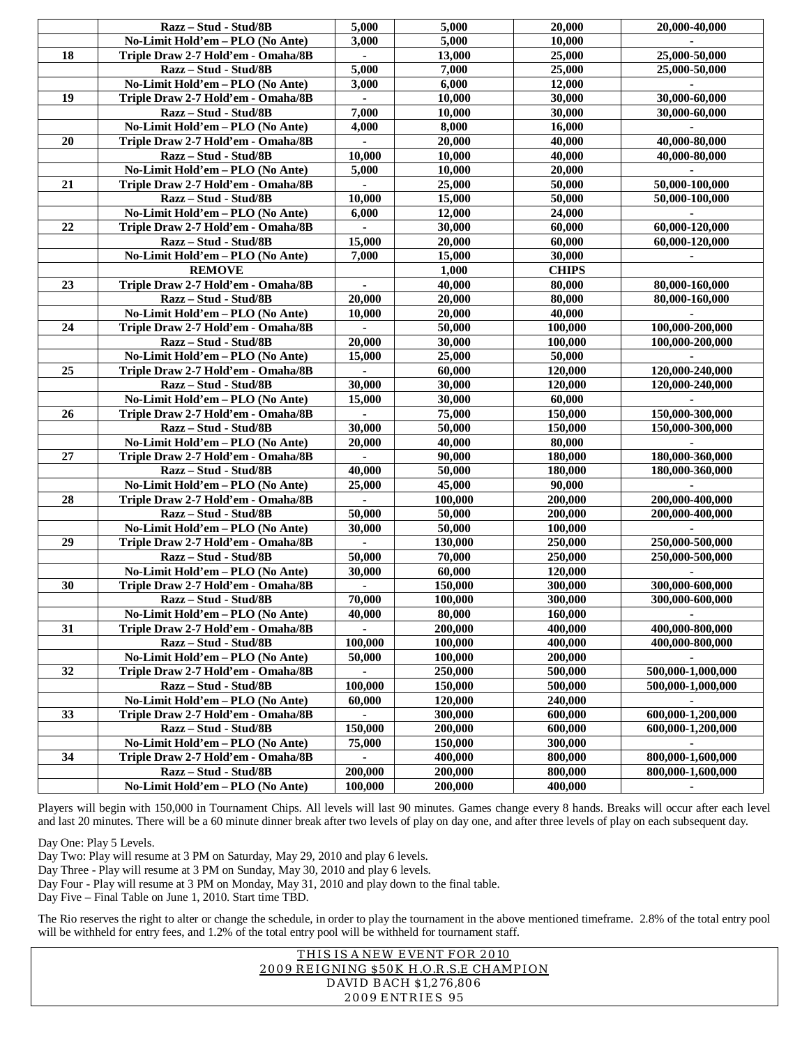| | | | | | |
|---|---|---|---|---|---|
| | Razz – Stud - Stud/8B | 5,000 | 5,000 | 20,000 | 20,000-40,000 |
| | No-Limit Hold'em – PLO (No Ante) | 3,000 | 5,000 | 10,000 | - |
| 18 | Triple Draw 2-7 Hold'em - Omaha/8B | - | 13,000 | 25,000 | 25,000-50,000 |
| | Razz – Stud - Stud/8B | 5,000 | 7,000 | 25,000 | 25,000-50,000 |
| | No-Limit Hold'em – PLO (No Ante) | 3,000 | 6,000 | 12,000 | - |
| 19 | Triple Draw 2-7 Hold'em - Omaha/8B | - | 10,000 | 30,000 | 30,000-60,000 |
| | Razz – Stud - Stud/8B | 7,000 | 10,000 | 30,000 | 30,000-60,000 |
| | No-Limit Hold'em – PLO (No Ante) | 4,000 | 8,000 | 16,000 | - |
| 20 | Triple Draw 2-7 Hold'em - Omaha/8B | - | 20,000 | 40,000 | 40,000-80,000 |
| | Razz – Stud - Stud/8B | 10,000 | 10,000 | 40,000 | 40,000-80,000 |
| | No-Limit Hold'em – PLO (No Ante) | 5,000 | 10,000 | 20,000 | - |
| 21 | Triple Draw 2-7 Hold'em - Omaha/8B | - | 25,000 | 50,000 | 50,000-100,000 |
| | Razz – Stud - Stud/8B | 10,000 | 15,000 | 50,000 | 50,000-100,000 |
| | No-Limit Hold'em – PLO (No Ante) | 6,000 | 12,000 | 24,000 | - |
| 22 | Triple Draw 2-7 Hold'em - Omaha/8B | - | 30,000 | 60,000 | 60,000-120,000 |
| | Razz – Stud - Stud/8B | 15,000 | 20,000 | 60,000 | 60,000-120,000 |
| | No-Limit Hold'em – PLO (No Ante) | 7,000 | 15,000 | 30,000 | - |
| | REMOVE | | 1,000 | CHIPS | |
| 23 | Triple Draw 2-7 Hold'em - Omaha/8B | - | 40,000 | 80,000 | 80,000-160,000 |
| | Razz – Stud - Stud/8B | 20,000 | 20,000 | 80,000 | 80,000-160,000 |
| | No-Limit Hold'em – PLO (No Ante) | 10,000 | 20,000 | 40,000 | - |
| 24 | Triple Draw 2-7 Hold'em - Omaha/8B | - | 50,000 | 100,000 | 100,000-200,000 |
| | Razz – Stud - Stud/8B | 20,000 | 30,000 | 100,000 | 100,000-200,000 |
| | No-Limit Hold'em – PLO (No Ante) | 15,000 | 25,000 | 50,000 | - |
| 25 | Triple Draw 2-7 Hold'em - Omaha/8B | - | 60,000 | 120,000 | 120,000-240,000 |
| | Razz – Stud - Stud/8B | 30,000 | 30,000 | 120,000 | 120,000-240,000 |
| | No-Limit Hold'em – PLO (No Ante) | 15,000 | 30,000 | 60,000 | - |
| 26 | Triple Draw 2-7 Hold'em - Omaha/8B | - | 75,000 | 150,000 | 150,000-300,000 |
| | Razz – Stud - Stud/8B | 30,000 | 50,000 | 150,000 | 150,000-300,000 |
| | No-Limit Hold'em – PLO (No Ante) | 20,000 | 40,000 | 80,000 | - |
| 27 | Triple Draw 2-7 Hold'em - Omaha/8B | - | 90,000 | 180,000 | 180,000-360,000 |
| | Razz – Stud - Stud/8B | 40,000 | 50,000 | 180,000 | 180,000-360,000 |
| | No-Limit Hold'em – PLO (No Ante) | 25,000 | 45,000 | 90,000 | - |
| 28 | Triple Draw 2-7 Hold'em - Omaha/8B | - | 100,000 | 200,000 | 200,000-400,000 |
| | Razz – Stud - Stud/8B | 50,000 | 50,000 | 200,000 | 200,000-400,000 |
| | No-Limit Hold'em – PLO (No Ante) | 30,000 | 50,000 | 100,000 | - |
| 29 | Triple Draw 2-7 Hold'em - Omaha/8B | - | 130,000 | 250,000 | 250,000-500,000 |
| | Razz – Stud - Stud/8B | 50,000 | 70,000 | 250,000 | 250,000-500,000 |
| | No-Limit Hold'em – PLO (No Ante) | 30,000 | 60,000 | 120,000 | - |
| 30 | Triple Draw 2-7 Hold'em - Omaha/8B | - | 150,000 | 300,000 | 300,000-600,000 |
| | Razz – Stud - Stud/8B | 70,000 | 100,000 | 300,000 | 300,000-600,000 |
| | No-Limit Hold'em – PLO (No Ante) | 40,000 | 80,000 | 160,000 | - |
| 31 | Triple Draw 2-7 Hold'em - Omaha/8B | - | 200,000 | 400,000 | 400,000-800,000 |
| | Razz – Stud - Stud/8B | 100,000 | 100,000 | 400,000 | 400,000-800,000 |
| | No-Limit Hold'em – PLO (No Ante) | 50,000 | 100,000 | 200,000 | - |
| 32 | Triple Draw 2-7 Hold'em - Omaha/8B | - | 250,000 | 500,000 | 500,000-1,000,000 |
| | Razz – Stud - Stud/8B | 100,000 | 150,000 | 500,000 | 500,000-1,000,000 |
| | No-Limit Hold'em – PLO (No Ante) | 60,000 | 120,000 | 240,000 | - |
| 33 | Triple Draw 2-7 Hold'em - Omaha/8B | - | 300,000 | 600,000 | 600,000-1,200,000 |
| | Razz – Stud - Stud/8B | 150,000 | 200,000 | 600,000 | 600,000-1,200,000 |
| | No-Limit Hold'em – PLO (No Ante) | 75,000 | 150,000 | 300,000 | - |
| 34 | Triple Draw 2-7 Hold'em - Omaha/8B | - | 400,000 | 800,000 | 800,000-1,600,000 |
| | Razz – Stud - Stud/8B | 200,000 | 200,000 | 800,000 | 800,000-1,600,000 |
| | No-Limit Hold'em – PLO (No Ante) | 100,000 | 200,000 | 400,000 | - |

Players will begin with 150,000 in Tournament Chips. All levels will last 90 minutes. Games change every 8 hands. Breaks will occur after each level and last 20 minutes. There will be a 60 minute dinner break after two levels of play on day one, and after three levels of play on each subsequent day.

Day One: Play 5 Levels.
Day Two: Play will resume at 3 PM on Saturday, May 29, 2010 and play 6 levels.
Day Three - Play will resume at 3 PM on Sunday, May 30, 2010 and play 6 levels.
Day Four - Play will resume at 3 PM on Monday, May 31, 2010 and play down to the final table.
Day Five – Final Table on June 1, 2010. Start time TBD.

The Rio reserves the right to alter or change the schedule, in order to play the tournament in the above mentioned timeframe. 2.8% of the total entry pool will be withheld for entry fees, and 1.2% of the total entry pool will be withheld for tournament staff.

THIS IS A NEW EVENT FOR 2010
2009 REIGNING $50K H.O.R.S.E CHAMPION
DAVID BACH $1,276,806
2009 ENTRIES 95